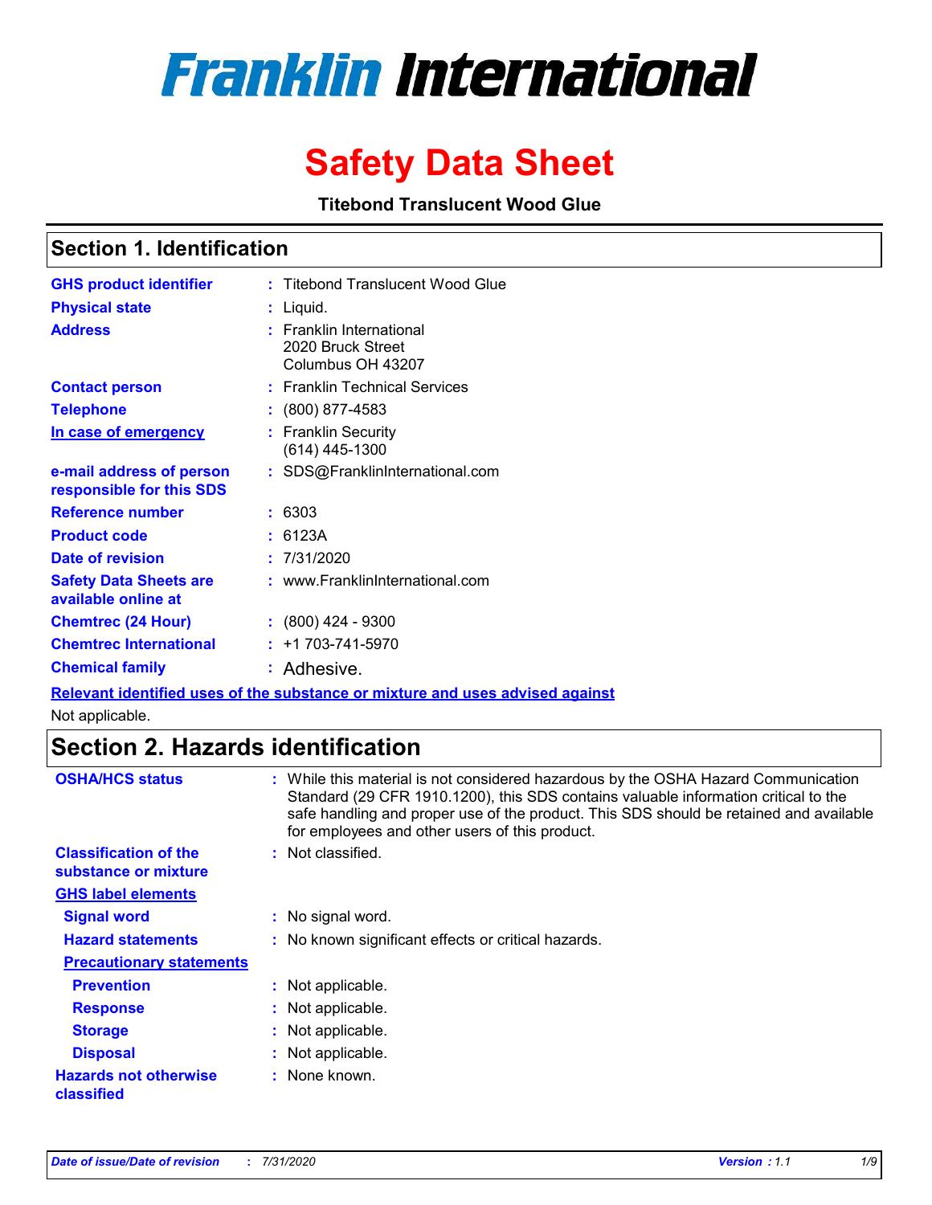# Franklin International

# Safety Data Sheet

**Titebond Translucent Wood Glue**

## Section 1. Identification

| | | |
|---|---|---|
| **GHS product identifier** | : | Titebond Translucent Wood Glue |
| **Physical state** | : | Liquid. |
| **Address** | : | Franklin International<br>2020 Bruck Street<br>Columbus OH 43207 |
| **Contact person** | : | Franklin Technical Services |
| **Telephone** | : | (800) 877-4583 |
| **In case of emergency** | : | Franklin Security<br>(614) 445-1300 |
| **e-mail address of person responsible for this SDS** | : | SDS@FranklinInternational.com |
| **Reference number** | : | 6303 |
| **Product code** | : | 6123A |
| **Date of revision** | : | 7/31/2020 |
| **Safety Data Sheets are available online at** | : | www.FranklinInternational.com |
| **Chemtrec (24 Hour)** | : | (800) 424 - 9300 |
| **Chemtrec International** | : | +1 703-741-5970 |
| **Chemical family** | : | Adhesive. |

**Relevant identified uses of the substance or mixture and uses advised against**

Not applicable.

## Section 2. Hazards identification

| | | |
|---|---|---|
| **OSHA/HCS status** | : | While this material is not considered hazardous by the OSHA Hazard Communication Standard (29 CFR 1910.1200), this SDS contains valuable information critical to the safe handling and proper use of the product. This SDS should be retained and available for employees and other users of this product. |
| **Classification of the substance or mixture** | : | Not classified. |

**GHS label elements**

| | | |
|---|---|---|
| **Signal word** | : | No signal word. |
| **Hazard statements** | : | No known significant effects or critical hazards. |

**Precautionary statements**

| | | |
|---|---|---|
| **Prevention** | : | Not applicable. |
| **Response** | : | Not applicable. |
| **Storage** | : | Not applicable. |
| **Disposal** | : | Not applicable. |
| **Hazards not otherwise classified** | : | None known. |

*Date of issue/Date of revision : 7/31/2020 Version : 1.1*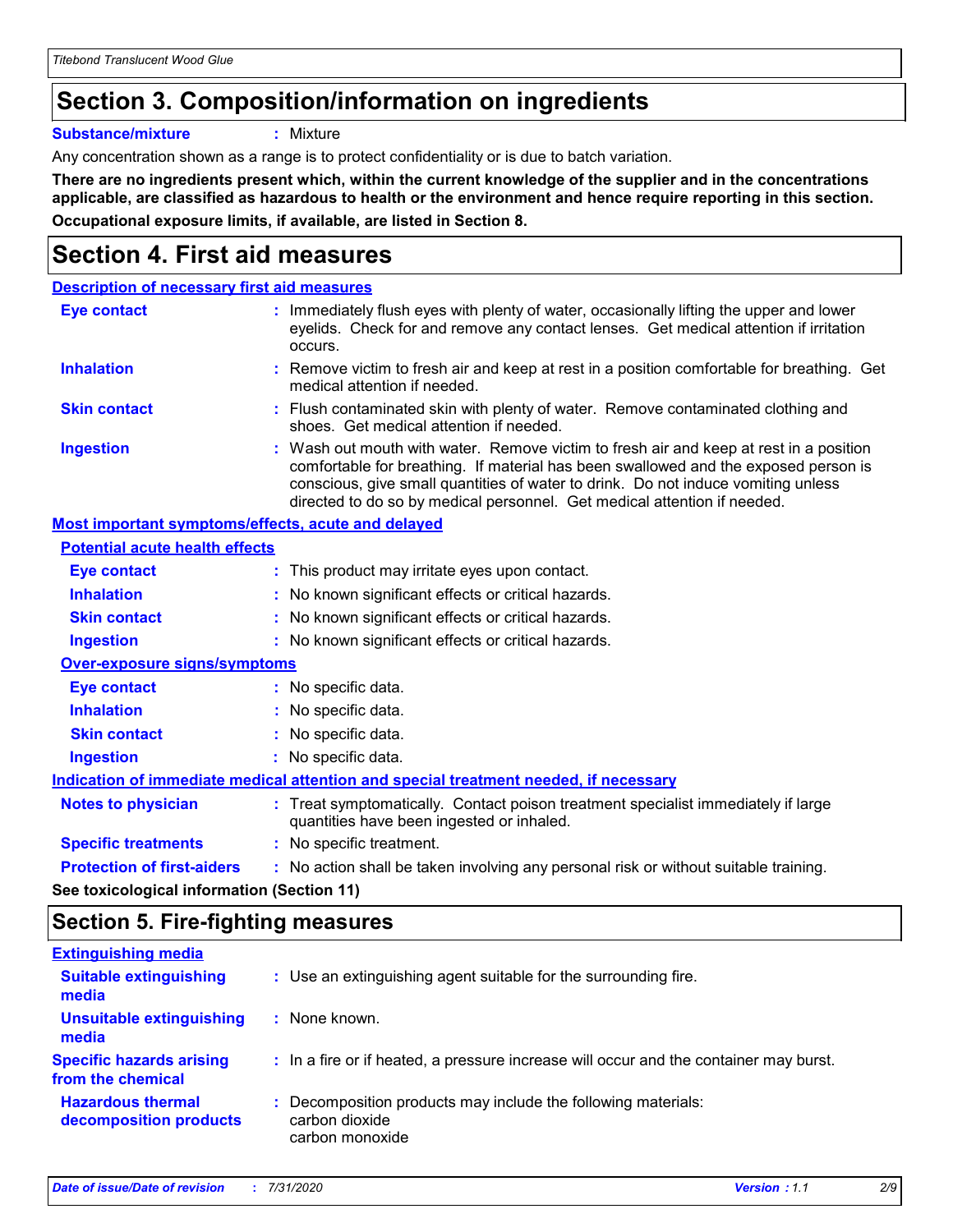## Section 3. Composition/information on ingredients

**Substance/mixture** : Mixture

Any concentration shown as a range is to protect confidentiality or is due to batch variation.

**There are no ingredients present which, within the current knowledge of the supplier and in the concentrations applicable, are classified as hazardous to health or the environment and hence require reporting in this section.**

**Occupational exposure limits, if available, are listed in Section 8.**

## Section 4. First aid measures

### Description of necessary first aid measures

**Eye contact** : Immediately flush eyes with plenty of water, occasionally lifting the upper and lower eyelids. Check for and remove any contact lenses. Get medical attention if irritation occurs.

**Inhalation** : Remove victim to fresh air and keep at rest in a position comfortable for breathing. Get medical attention if needed.

**Skin contact** : Flush contaminated skin with plenty of water. Remove contaminated clothing and shoes. Get medical attention if needed.

**Ingestion** : Wash out mouth with water. Remove victim to fresh air and keep at rest in a position comfortable for breathing. If material has been swallowed and the exposed person is conscious, give small quantities of water to drink. Do not induce vomiting unless directed to do so by medical personnel. Get medical attention if needed.

### Most important symptoms/effects, acute and delayed

#### Potential acute health effects

**Eye contact** : This product may irritate eyes upon contact.

**Inhalation** : No known significant effects or critical hazards.

**Skin contact** : No known significant effects or critical hazards.

**Ingestion** : No known significant effects or critical hazards.

#### Over-exposure signs/symptoms

**Eye contact** : No specific data.

**Inhalation** : No specific data.

**Skin contact** : No specific data.

**Ingestion** : No specific data.

### Indication of immediate medical attention and special treatment needed, if necessary

**Notes to physician** : Treat symptomatically. Contact poison treatment specialist immediately if large quantities have been ingested or inhaled.

**Specific treatments** : No specific treatment.

**Protection of first-aiders** : No action shall be taken involving any personal risk or without suitable training.

**See toxicological information (Section 11)**

## Section 5. Fire-fighting measures

### Extinguishing media

**Suitable extinguishing media** : Use an extinguishing agent suitable for the surrounding fire.

**Unsuitable extinguishing media** : None known.

**Specific hazards arising from the chemical** : In a fire or if heated, a pressure increase will occur and the container may burst.

**Hazardous thermal decomposition products** : Decomposition products may include the following materials:
carbon dioxide
carbon monoxide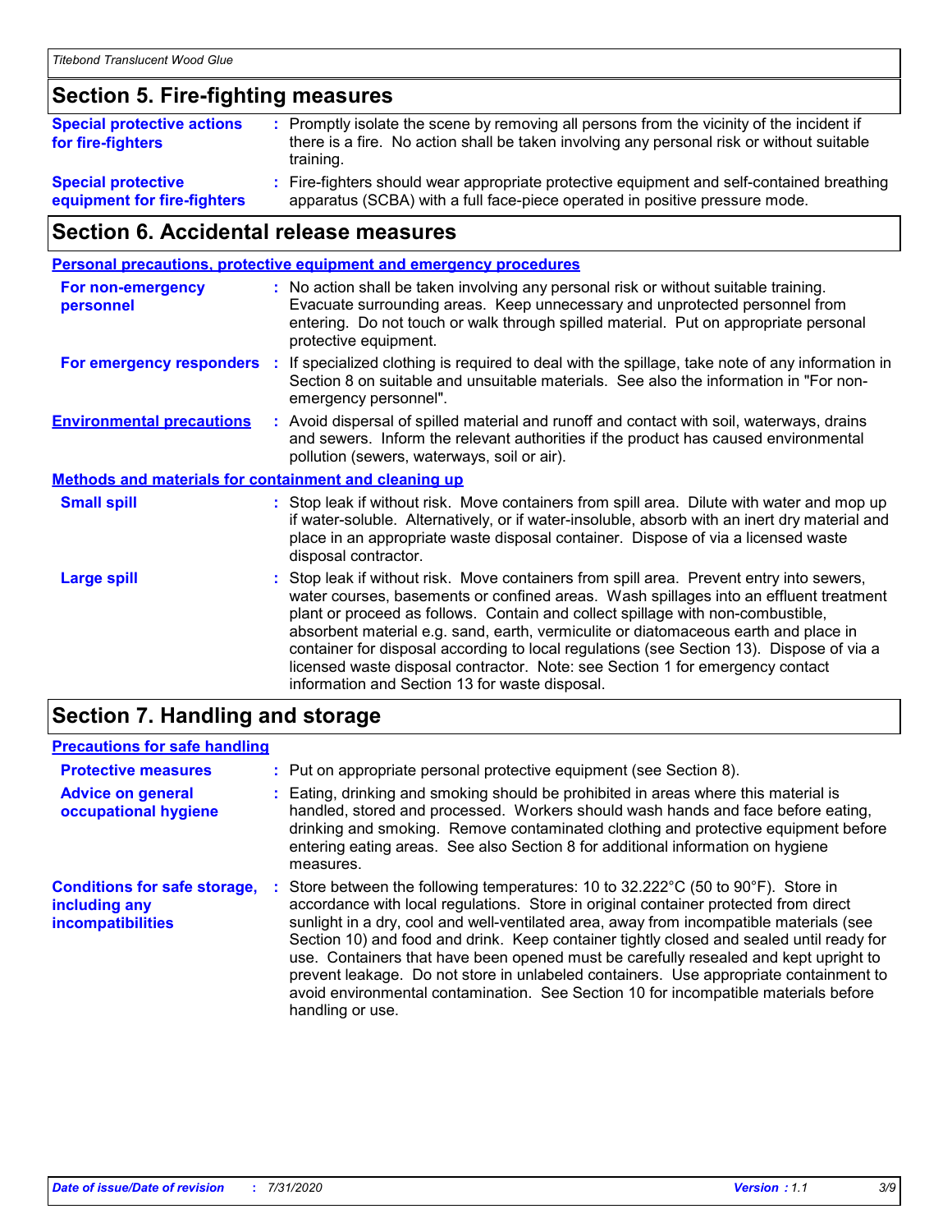## Section 5. Fire-fighting measures

**Special protective actions for fire-fighters** : Promptly isolate the scene by removing all persons from the vicinity of the incident if there is a fire. No action shall be taken involving any personal risk or without suitable training.

**Special protective equipment for fire-fighters** : Fire-fighters should wear appropriate protective equipment and self-contained breathing apparatus (SCBA) with a full face-piece operated in positive pressure mode.

## Section 6. Accidental release measures

### Personal precautions, protective equipment and emergency procedures

**For non-emergency personnel** : No action shall be taken involving any personal risk or without suitable training. Evacuate surrounding areas. Keep unnecessary and unprotected personnel from entering. Do not touch or walk through spilled material. Put on appropriate personal protective equipment.

**For emergency responders** : If specialized clothing is required to deal with the spillage, take note of any information in Section 8 on suitable and unsuitable materials. See also the information in "For non-emergency personnel".

**Environmental precautions** : Avoid dispersal of spilled material and runoff and contact with soil, waterways, drains and sewers. Inform the relevant authorities if the product has caused environmental pollution (sewers, waterways, soil or air).

### Methods and materials for containment and cleaning up

**Small spill** : Stop leak if without risk. Move containers from spill area. Dilute with water and mop up if water-soluble. Alternatively, or if water-insoluble, absorb with an inert dry material and place in an appropriate waste disposal container. Dispose of via a licensed waste disposal contractor.

**Large spill** : Stop leak if without risk. Move containers from spill area. Prevent entry into sewers, water courses, basements or confined areas. Wash spillages into an effluent treatment plant or proceed as follows. Contain and collect spillage with non-combustible, absorbent material e.g. sand, earth, vermiculite or diatomaceous earth and place in container for disposal according to local regulations (see Section 13). Dispose of via a licensed waste disposal contractor. Note: see Section 1 for emergency contact information and Section 13 for waste disposal.

## Section 7. Handling and storage

### Precautions for safe handling

**Protective measures** : Put on appropriate personal protective equipment (see Section 8).

**Advice on general occupational hygiene** : Eating, drinking and smoking should be prohibited in areas where this material is handled, stored and processed. Workers should wash hands and face before eating, drinking and smoking. Remove contaminated clothing and protective equipment before entering eating areas. See also Section 8 for additional information on hygiene measures.

**Conditions for safe storage, including any incompatibilities** : Store between the following temperatures: 10 to 32.222°C (50 to 90°F). Store in accordance with local regulations. Store in original container protected from direct sunlight in a dry, cool and well-ventilated area, away from incompatible materials (see Section 10) and food and drink. Keep container tightly closed and sealed until ready for use. Containers that have been opened must be carefully resealed and kept upright to prevent leakage. Do not store in unlabeled containers. Use appropriate containment to avoid environmental contamination. See Section 10 for incompatible materials before handling or use.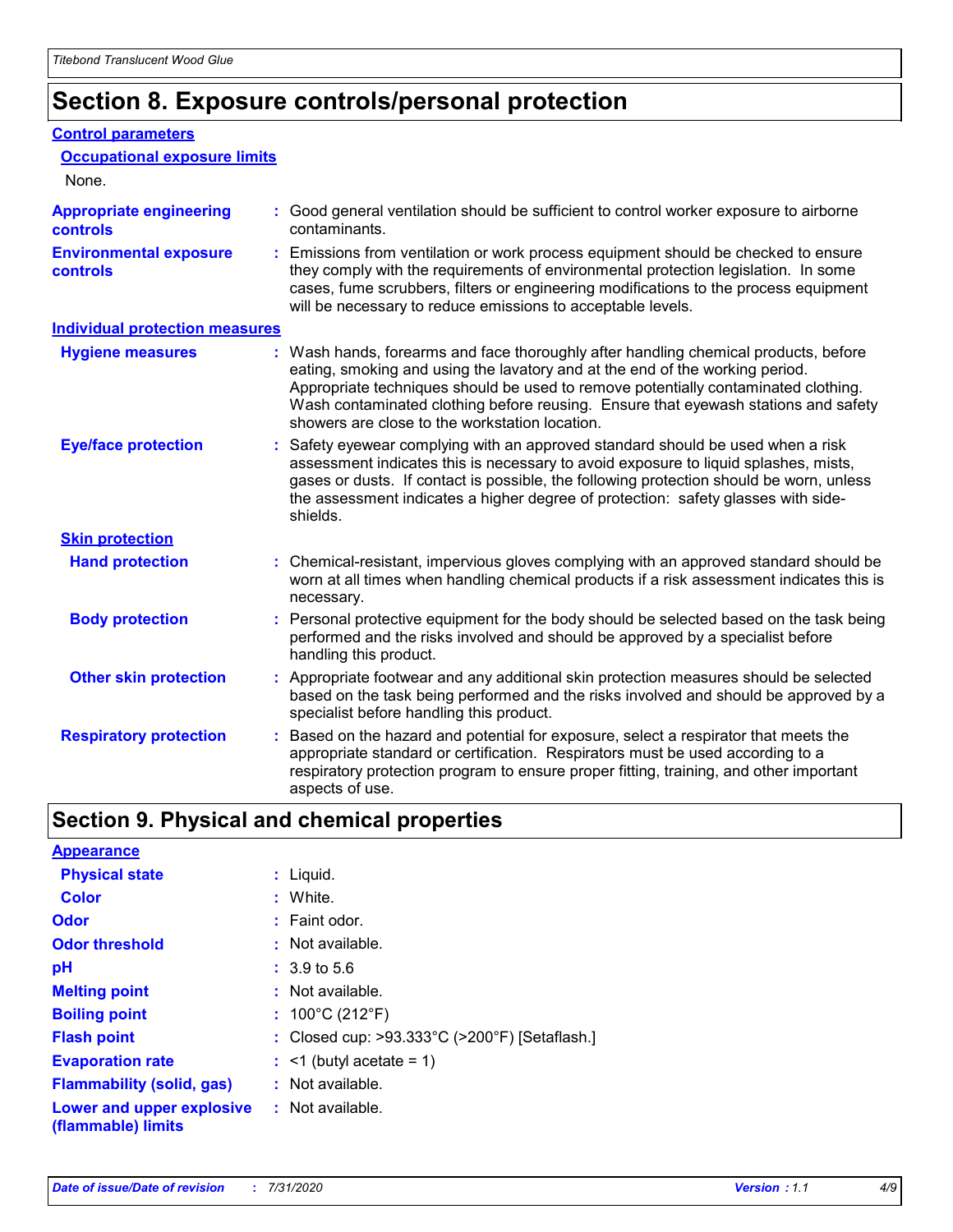## Section 8. Exposure controls/personal protection

### Control parameters

#### Occupational exposure limits

None.

**Appropriate engineering controls** : Good general ventilation should be sufficient to control worker exposure to airborne contaminants.

**Environmental exposure controls** : Emissions from ventilation or work process equipment should be checked to ensure they comply with the requirements of environmental protection legislation. In some cases, fume scrubbers, filters or engineering modifications to the process equipment will be necessary to reduce emissions to acceptable levels.

### Individual protection measures

**Hygiene measures** : Wash hands, forearms and face thoroughly after handling chemical products, before eating, smoking and using the lavatory and at the end of the working period. Appropriate techniques should be used to remove potentially contaminated clothing. Wash contaminated clothing before reusing. Ensure that eyewash stations and safety showers are close to the workstation location.

**Eye/face protection** : Safety eyewear complying with an approved standard should be used when a risk assessment indicates this is necessary to avoid exposure to liquid splashes, mists, gases or dusts. If contact is possible, the following protection should be worn, unless the assessment indicates a higher degree of protection: safety glasses with side-shields.

#### Skin protection

**Hand protection** : Chemical-resistant, impervious gloves complying with an approved standard should be worn at all times when handling chemical products if a risk assessment indicates this is necessary.

**Body protection** : Personal protective equipment for the body should be selected based on the task being performed and the risks involved and should be approved by a specialist before handling this product.

**Other skin protection** : Appropriate footwear and any additional skin protection measures should be selected based on the task being performed and the risks involved and should be approved by a specialist before handling this product.

**Respiratory protection** : Based on the hazard and potential for exposure, select a respirator that meets the appropriate standard or certification. Respirators must be used according to a respiratory protection program to ensure proper fitting, training, and other important aspects of use.

## Section 9. Physical and chemical properties

### Appearance

**Physical state** : Liquid.

**Color** : White.

**Odor** : Faint odor.

**Odor threshold** : Not available.

**pH** : 3.9 to 5.6

**Melting point** : Not available.

**Boiling point** : 100°C (212°F)

**Flash point** : Closed cup: >93.333°C (>200°F) [Setaflash.]

**Evaporation rate** : <1 (butyl acetate = 1)

**Flammability (solid, gas)** : Not available.

**Lower and upper explosive (flammable) limits** : Not available.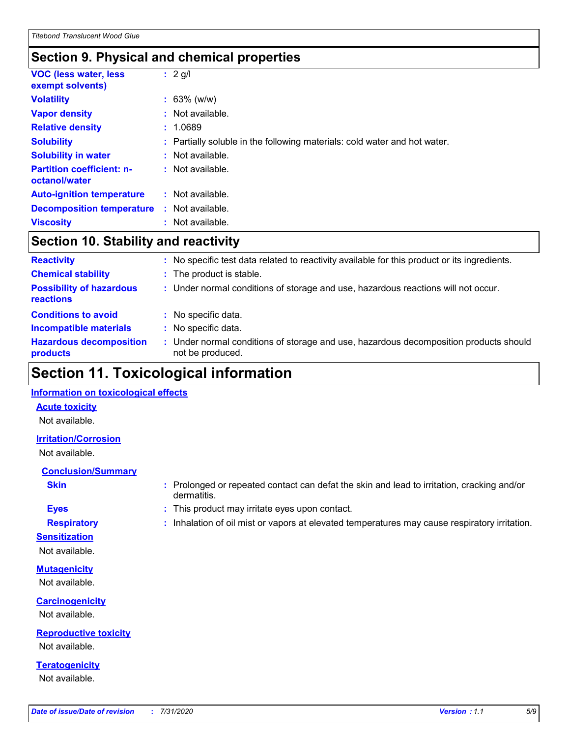## Section 9. Physical and chemical properties

| | |
|---|---|
| **VOC (less water, less exempt solvents)** | : 2 g/l |
| **Volatility** | : 63% (w/w) |
| **Vapor density** | : Not available. |
| **Relative density** | : 1.0689 |
| **Solubility** | : Partially soluble in the following materials: cold water and hot water. |
| **Solubility in water** | : Not available. |
| **Partition coefficient: n-octanol/water** | : Not available. |
| **Auto-ignition temperature** | : Not available. |
| **Decomposition temperature** | : Not available. |
| **Viscosity** | : Not available. |

## Section 10. Stability and reactivity

| | |
|---|---|
| **Reactivity** | : No specific test data related to reactivity available for this product or its ingredients. |
| **Chemical stability** | : The product is stable. |
| **Possibility of hazardous reactions** | : Under normal conditions of storage and use, hazardous reactions will not occur. |
| **Conditions to avoid** | : No specific data. |
| **Incompatible materials** | : No specific data. |
| **Hazardous decomposition products** | : Under normal conditions of storage and use, hazardous decomposition products should not be produced. |

# Section 11. Toxicological information

### Information on toxicological effects

**Acute toxicity**

Not available.

**Irritation/Corrosion**

Not available.

**Conclusion/Summary**

| | |
|---|---|
| **Skin** | : Prolonged or repeated contact can defat the skin and lead to irritation, cracking and/or dermatitis. |
| **Eyes** | : This product may irritate eyes upon contact. |
| **Respiratory** | : Inhalation of oil mist or vapors at elevated temperatures may cause respiratory irritation. |

**Sensitization**

Not available.

**Mutagenicity**

Not available.

**Carcinogenicity**

Not available.

**Reproductive toxicity**

Not available.

**Teratogenicity**

Not available.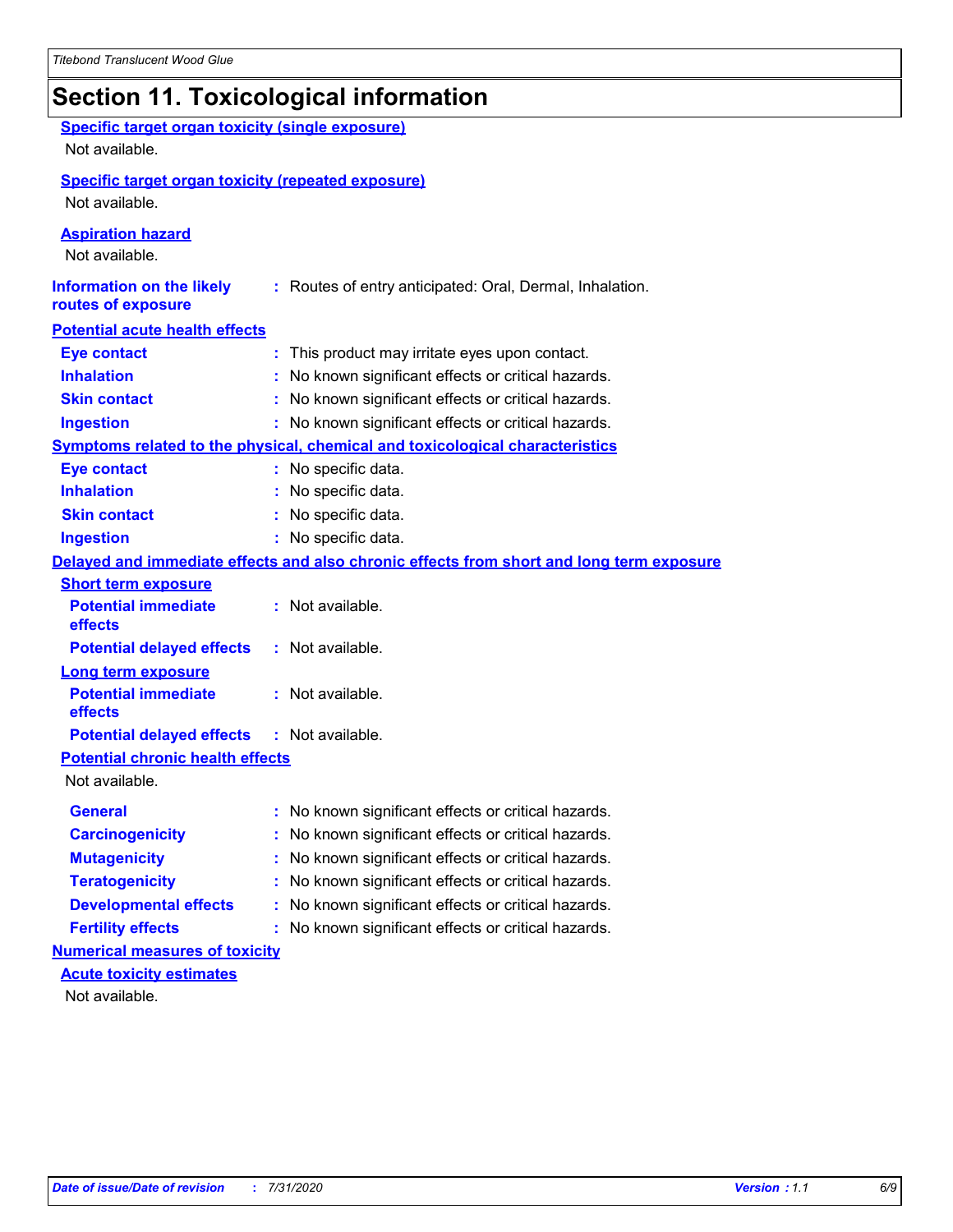## Section 11. Toxicological information

**Specific target organ toxicity (single exposure)**

Not available.

**Specific target organ toxicity (repeated exposure)**

Not available.

**Aspiration hazard**

Not available.

**Information on the likely routes of exposure** : Routes of entry anticipated: Oral, Dermal, Inhalation.

**Potential acute health effects**

| | |
|---|---|
| **Eye contact** | : This product may irritate eyes upon contact. |
| **Inhalation** | : No known significant effects or critical hazards. |
| **Skin contact** | : No known significant effects or critical hazards. |
| **Ingestion** | : No known significant effects or critical hazards. |

**Symptoms related to the physical, chemical and toxicological characteristics**

| | |
|---|---|
| **Eye contact** | : No specific data. |
| **Inhalation** | : No specific data. |
| **Skin contact** | : No specific data. |
| **Ingestion** | : No specific data. |

**Delayed and immediate effects and also chronic effects from short and long term exposure**

**Short term exposure**

| | |
|---|---|
| **Potential immediate effects** | : Not available. |
| **Potential delayed effects** | : Not available. |

**Long term exposure**

| | |
|---|---|
| **Potential immediate effects** | : Not available. |
| **Potential delayed effects** | : Not available. |

**Potential chronic health effects**

Not available.

| | |
|---|---|
| **General** | : No known significant effects or critical hazards. |
| **Carcinogenicity** | : No known significant effects or critical hazards. |
| **Mutagenicity** | : No known significant effects or critical hazards. |
| **Teratogenicity** | : No known significant effects or critical hazards. |
| **Developmental effects** | : No known significant effects or critical hazards. |
| **Fertility effects** | : No known significant effects or critical hazards. |

**Numerical measures of toxicity**

**Acute toxicity estimates**

Not available.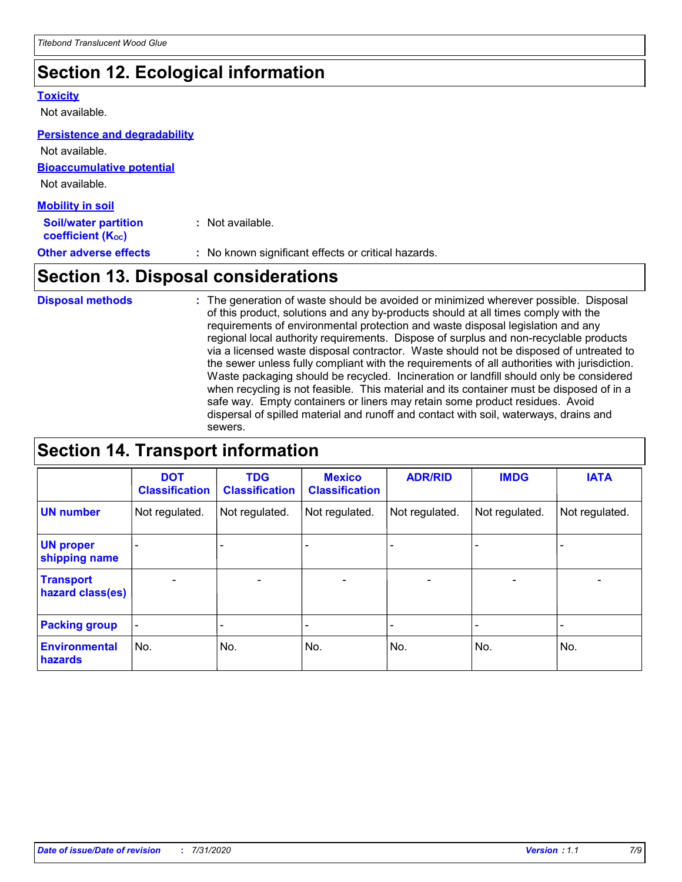## Section 12. Ecological information

**Toxicity**

Not available.

**Persistence and degradability**

Not available.

**Bioaccumulative potential**

Not available.

**Mobility in soil**

**Soil/water partition coefficient ($K_{OC}$)** : Not available.

**Other adverse effects** : No known significant effects or critical hazards.

## Section 13. Disposal considerations

**Disposal methods** : The generation of waste should be avoided or minimized wherever possible. Disposal of this product, solutions and any by-products should at all times comply with the requirements of environmental protection and waste disposal legislation and any regional local authority requirements. Dispose of surplus and non-recyclable products via a licensed waste disposal contractor. Waste should not be disposed of untreated to the sewer unless fully compliant with the requirements of all authorities with jurisdiction. Waste packaging should be recycled. Incineration or landfill should only be considered when recycling is not feasible. This material and its container must be disposed of in a safe way. Empty containers or liners may retain some product residues. Avoid dispersal of spilled material and runoff and contact with soil, waterways, drains and sewers.

## Section 14. Transport information

| | DOT Classification | TDG Classification | Mexico Classification | ADR/RID | IMDG | IATA |
|---|---|---|---|---|---|---|
| **UN number** | Not regulated. | Not regulated. | Not regulated. | Not regulated. | Not regulated. | Not regulated. |
| **UN proper shipping name** | - | - | - | - | - | - |
| **Transport hazard class(es)** | - | - | - | - | - | - |
| **Packing group** | - | - | - | - | - | - |
| **Environmental hazards** | No. | No. | No. | No. | No. | No. |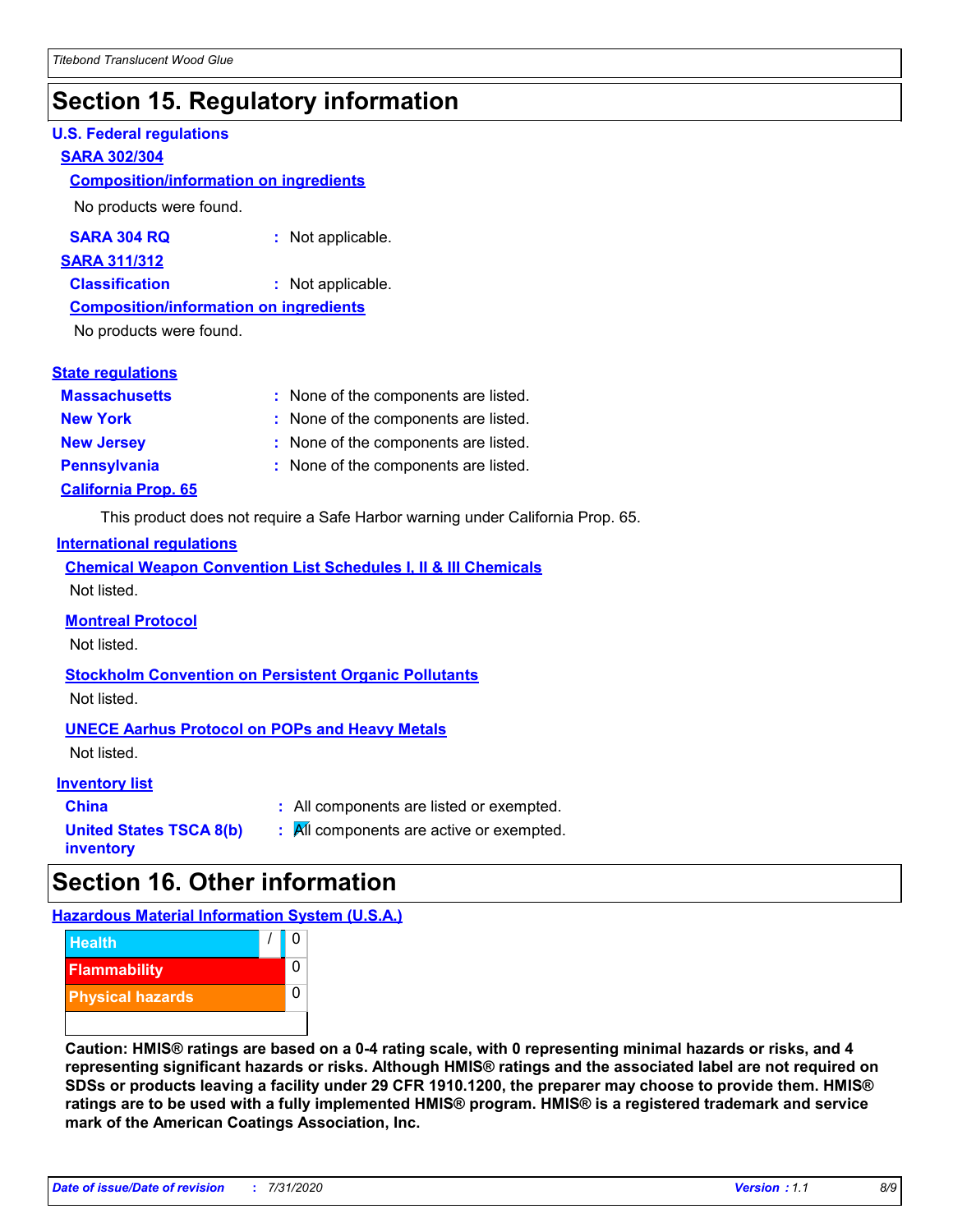# Section 15. Regulatory information

**U.S. Federal regulations**

**SARA 302/304**

**Composition/information on ingredients**

No products were found.

**SARA 304 RQ** : Not applicable.

**SARA 311/312**

**Classification** : Not applicable.

**Composition/information on ingredients**

No products were found.

**State regulations**

**Massachusetts** : None of the components are listed.

**New York** : None of the components are listed.

**New Jersey** : None of the components are listed.

**Pennsylvania** : None of the components are listed.

**California Prop. 65**

This product does not require a Safe Harbor warning under California Prop. 65.

**International regulations**

**Chemical Weapon Convention List Schedules I, II & III Chemicals**

Not listed.

**Montreal Protocol**

Not listed.

**Stockholm Convention on Persistent Organic Pollutants**

Not listed.

**UNECE Aarhus Protocol on POPs and Heavy Metals**

Not listed.

**Inventory list**

**China** : All components are listed or exempted.

**United States TSCA 8(b) inventory** : All components are active or exempted.

# Section 16. Other information

**Hazardous Material Information System (U.S.A.)**

| | | |
|---|---|---|
| Health | / | 0 |
| Flammability | | 0 |
| Physical hazards | | 0 |

**Caution: HMIS® ratings are based on a 0-4 rating scale, with 0 representing minimal hazards or risks, and 4 representing significant hazards or risks. Although HMIS® ratings and the associated label are not required on SDSs or products leaving a facility under 29 CFR 1910.1200, the preparer may choose to provide them. HMIS® ratings are to be used with a fully implemented HMIS® program. HMIS® is a registered trademark and service mark of the American Coatings Association, Inc.**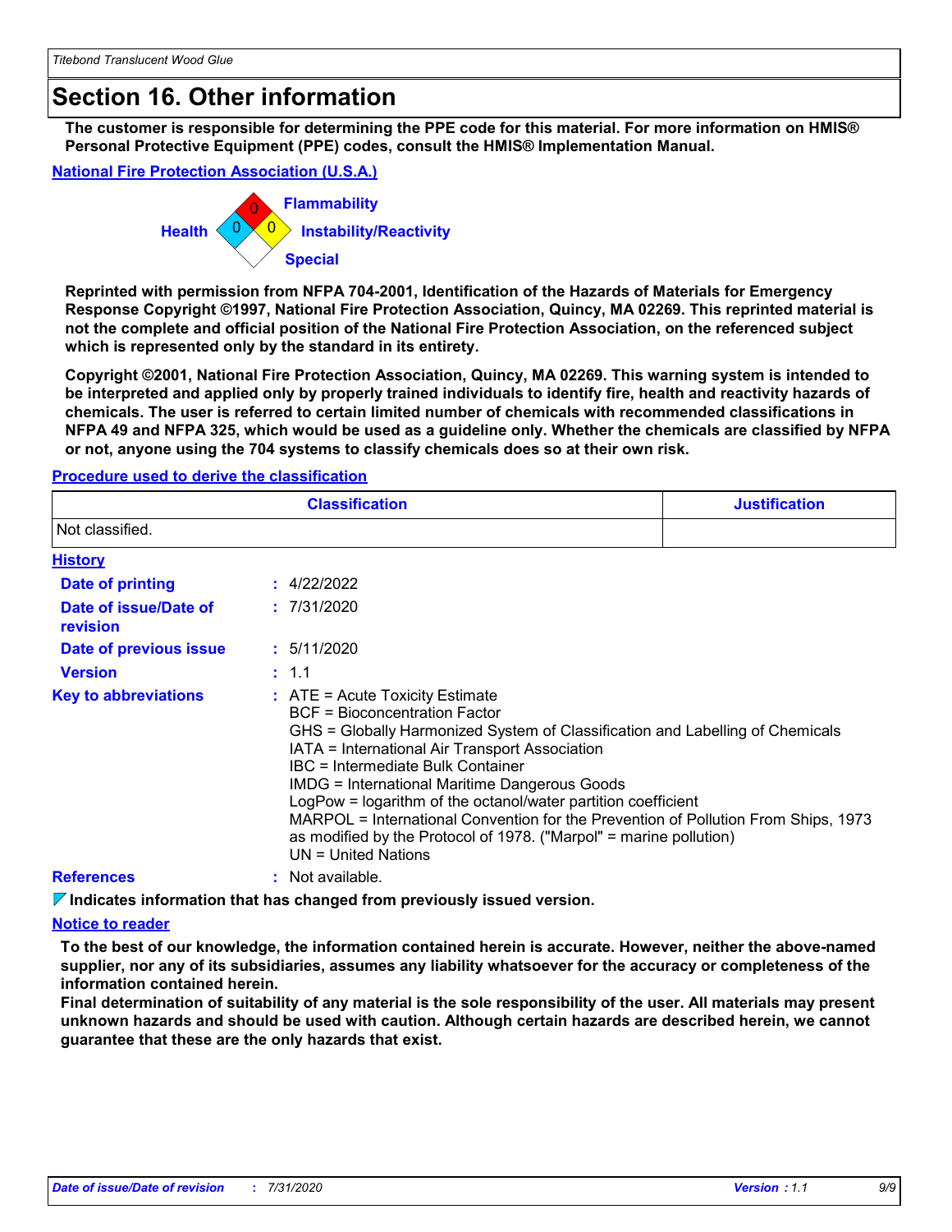# Section 16. Other information

**The customer is responsible for determining the PPE code for this material. For more information on HMIS® Personal Protective Equipment (PPE) codes, consult the HMIS® Implementation Manual.**

**National Fire Protection Association (U.S.A.)**

Flammability: 0
Health: 0
Instability/Reactivity: 0
Special

**Reprinted with permission from NFPA 704-2001, Identification of the Hazards of Materials for Emergency Response Copyright ©1997, National Fire Protection Association, Quincy, MA 02269. This reprinted material is not the complete and official position of the National Fire Protection Association, on the referenced subject which is represented only by the standard in its entirety.**

**Copyright ©2001, National Fire Protection Association, Quincy, MA 02269. This warning system is intended to be interpreted and applied only by properly trained individuals to identify fire, health and reactivity hazards of chemicals. The user is referred to certain limited number of chemicals with recommended classifications in NFPA 49 and NFPA 325, which would be used as a guideline only. Whether the chemicals are classified by NFPA or not, anyone using the 704 systems to classify chemicals does so at their own risk.**

**Procedure used to derive the classification**

| Classification | Justification |
| --- | --- |
| Not classified. | |

**History**

**Date of printing** : 4/22/2022

**Date of issue/Date of revision** : 7/31/2020

**Date of previous issue** : 5/11/2020

**Version** : 1.1

**Key to abbreviations** : ATE = Acute Toxicity Estimate
BCF = Bioconcentration Factor
GHS = Globally Harmonized System of Classification and Labelling of Chemicals
IATA = International Air Transport Association
IBC = Intermediate Bulk Container
IMDG = International Maritime Dangerous Goods
LogPow = logarithm of the octanol/water partition coefficient
MARPOL = International Convention for the Prevention of Pollution From Ships, 1973 as modified by the Protocol of 1978. ("Marpol" = marine pollution)
UN = United Nations

**References** : Not available.

**Indicates information that has changed from previously issued version.**

**Notice to reader**

**To the best of our knowledge, the information contained herein is accurate. However, neither the above-named supplier, nor any of its subsidiaries, assumes any liability whatsoever for the accuracy or completeness of the information contained herein.**
**Final determination of suitability of any material is the sole responsibility of the user. All materials may present unknown hazards and should be used with caution. Although certain hazards are described herein, we cannot guarantee that these are the only hazards that exist.**